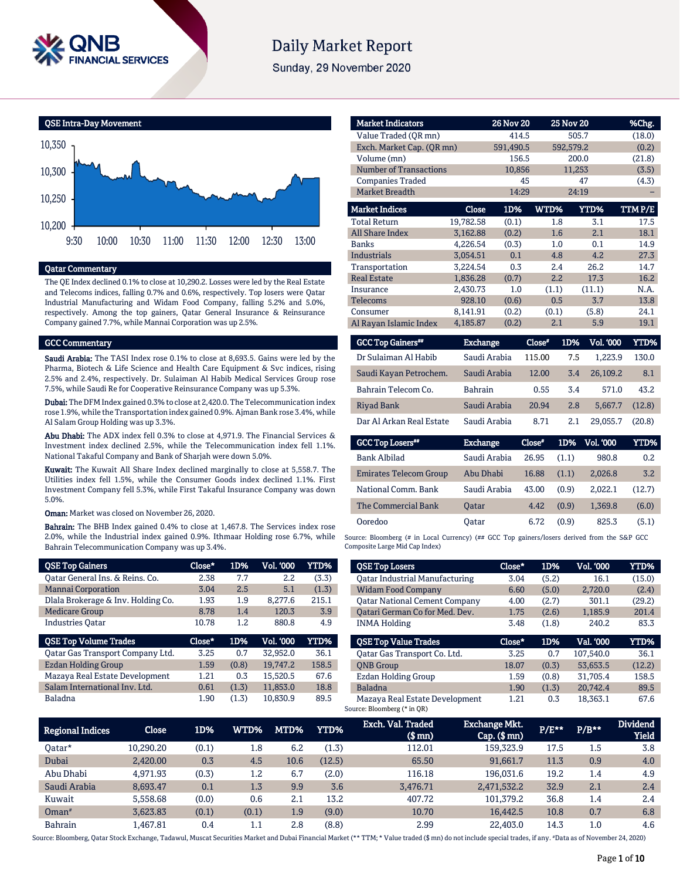# Daily Market Report

Sunday, 29 November 2020

## QSE Intra-Day Movement

## Qatar Commentary

The QE Index declined 0.1% to close at 10,290.2. Losses were led by the Real Estate and Telecoms indices, falling 0.7% and 0.6%, respectively. Top losers were Qatar Industrial Manufacturing and Widam Food Company, falling 5.2% and 5.0%, respectively. Among the top gainers, Qatar General Insurance & Reinsurance Company gained 7.7%, while Mannai Corporation was up 2.5%.

## GCC Commentary

**Saudi Arabia:** The TASI Index rose 0.1% to close at 8,693.5. Gains were led by the Pharma, Biotech & Life Science and Health Care Equipment & Svc indices, rising 2.5% and 2.4%, respectively. Dr. Sulaiman Al Habib Medical Services Group rose 7.5%, while Saudi Re for Cooperative Reinsurance Company was up 5.3%.

**Dubai:** The DFM Index gained 0.3% to close at 2,420.0. The Telecommunication index rose 1.9%, while the Transportation index gained 0.9%. Ajman Bank rose 3.4%, while Al Salam Group Holding was up 3.3%.

**Abu Dhabi:** The ADX index fell 0.3% to close at 4,971.9. The Financial Services & Investment index declined 2.5%, while the Telecommunication index fell 1.1%. National Takaful Company and Bank of Sharjah were down 5.0%.

**Kuwait:** The Kuwait All Share Index declined marginally to close at 5,558.7. The Utilities index fell 1.5%, while the Consumer Goods index declined 1.1%. First Investment Company fell 5.3%, while First Takaful Insurance Company was down 5.0%.

**Oman:** Market was closed on November 26, 2020.

**Bahrain:** The BHB Index gained 0.4% to close at 1,467.8. The Services index rose 2.0%, while the Industrial index gained 0.9%. Ithmaar Holding rose 6.7%, while Bahrain Telecommunication Company was up 3.4%.

| Market Indicators | 26 Nov 20 | 25 Nov 20 | %Chg. |
|---|---|---|---|
| Value Traded (QR mn) | 414.5 | 505.7 | (18.0) |
| Exch. Market Cap. (QR mn) | 591,490.5 | 592,579.2 | (0.2) |
| Volume (mn) | 156.5 | 200.0 | (21.8) |
| Number of Transactions | 10,856 | 11,253 | (3.5) |
| Companies Traded | 45 | 47 | (4.3) |
| Market Breadth | 14:29 | 24:19 | – |

| Market Indices | Close | 1D% | WTD% | YTD% | TTM P/E |
|---|---|---|---|---|---|
| Total Return | 19,782.58 | (0.1) | 1.8 | 3.1 | 17.5 |
| All Share Index | 3,162.88 | (0.2) | 1.6 | 2.1 | 18.1 |
| Banks | 4,226.54 | (0.3) | 1.0 | 0.1 | 14.9 |
| Industrials | 3,054.51 | 0.1 | 4.8 | 4.2 | 27.3 |
| Transportation | 3,224.54 | 0.3 | 2.4 | 26.2 | 14.7 |
| Real Estate | 1,836.28 | (0.7) | 2.2 | 17.3 | 16.2 |
| Insurance | 2,430.73 | 1.0 | (1.1) | (11.1) | N.A. |
| Telecoms | 928.10 | (0.6) | 0.5 | 3.7 | 13.8 |
| Consumer | 8,141.91 | (0.2) | (0.1) | (5.8) | 24.1 |
| Al Rayan Islamic Index | 4,185.87 | (0.2) | 2.1 | 5.9 | 19.1 |

| GCC Top Gainers## | Exchange | Close# | 1D% | Vol. '000 | YTD% |
|---|---|---|---|---|---|
| Dr Sulaiman Al Habib | Saudi Arabia | 115.00 | 7.5 | 1,223.9 | 130.0 |
| Saudi Kayan Petrochem. | Saudi Arabia | 12.00 | 3.4 | 26,109.2 | 8.1 |
| Bahrain Telecom Co. | Bahrain | 0.55 | 3.4 | 571.0 | 43.2 |
| Riyad Bank | Saudi Arabia | 20.94 | 2.8 | 5,667.7 | (12.8) |
| Dar Al Arkan Real Estate | Saudi Arabia | 8.71 | 2.1 | 29,055.7 | (20.8) |

| GCC Top Losers## | Exchange | Close# | 1D% | Vol. '000 | YTD% |
|---|---|---|---|---|---|
| Bank Albilad | Saudi Arabia | 26.95 | (1.1) | 980.8 | 0.2 |
| Emirates Telecom Group | Abu Dhabi | 16.88 | (1.1) | 2,026.8 | 3.2 |
| National Comm. Bank | Saudi Arabia | 43.00 | (0.9) | 2,022.1 | (12.7) |
| The Commercial Bank | Qatar | 4.42 | (0.9) | 1,369.8 | (6.0) |
| Ooredoo | Qatar | 6.72 | (0.9) | 825.3 | (5.1) |

Source: Bloomberg (# in Local Currency) (## GCC Top gainers/losers derived from the S&P GCC Composite Large Mid Cap Index)

| QSE Top Gainers | Close* | 1D% | Vol. '000 | YTD% |
|---|---|---|---|---|
| Qatar General Ins. & Reins. Co. | 2.38 | 7.7 | 2.2 | (3.3) |
| Mannai Corporation | 3.04 | 2.5 | 5.1 | (1.3) |
| Dlala Brokerage & Inv. Holding Co. | 1.93 | 1.9 | 8,277.6 | 215.1 |
| Medicare Group | 8.78 | 1.4 | 120.3 | 3.9 |
| Industries Qatar | 10.78 | 1.2 | 880.8 | 4.9 |

| QSE Top Volume Trades | Close* | 1D% | Vol. '000 | YTD% |
|---|---|---|---|---|
| Qatar Gas Transport Company Ltd. | 3.25 | 0.7 | 32,952.0 | 36.1 |
| Ezdan Holding Group | 1.59 | (0.8) | 19,747.2 | 158.5 |
| Mazaya Real Estate Development | 1.21 | 0.3 | 15,520.5 | 67.6 |
| Salam International Inv. Ltd. | 0.61 | (1.3) | 11,853.0 | 18.8 |
| Baladna | 1.90 | (1.3) | 10,830.9 | 89.5 |

| QSE Top Losers | Close* | 1D% | Vol. '000 | YTD% |
|---|---|---|---|---|
| Qatar Industrial Manufacturing | 3.04 | (5.2) | 16.1 | (15.0) |
| Widam Food Company | 6.60 | (5.0) | 2,720.0 | (2.4) |
| Qatar National Cement Company | 4.00 | (2.7) | 301.1 | (29.2) |
| Qatari German Co for Med. Dev. | 1.75 | (2.6) | 1,185.9 | 201.4 |
| INMA Holding | 3.48 | (1.8) | 240.2 | 83.3 |

| QSE Top Value Trades | Close* | 1D% | Val. '000 | YTD% |
|---|---|---|---|---|
| Qatar Gas Transport Co. Ltd. | 3.25 | 0.7 | 107,540.0 | 36.1 |
| QNB Group | 18.07 | (0.3) | 53,653.5 | (12.2) |
| Ezdan Holding Group | 1.59 | (0.8) | 31,705.4 | 158.5 |
| Baladna | 1.90 | (1.3) | 20,742.4 | 89.5 |
| Mazaya Real Estate Development | 1.21 | 0.3 | 18,363.1 | 67.6 |

Source: Bloomberg (* in QR)

| Regional Indices | Close | 1D% | WTD% | MTD% | YTD% | Exch. Val. Traded ($ mn) | Exchange Mkt. Cap. ($ mn) | P/E** | P/B** | Dividend Yield |
|---|---|---|---|---|---|---|---|---|---|---|
| Qatar* | 10,290.20 | (0.1) | 1.8 | 6.2 | (1.3) | 112.01 | 159,323.9 | 17.5 | 1.5 | 3.8 |
| Dubai | 2,420.00 | 0.3 | 4.5 | 10.6 | (12.5) | 65.50 | 91,661.7 | 11.3 | 0.9 | 4.0 |
| Abu Dhabi | 4,971.93 | (0.3) | 1.2 | 6.7 | (2.0) | 116.18 | 196,031.6 | 19.2 | 1.4 | 4.9 |
| Saudi Arabia | 8,693.47 | 0.1 | 1.3 | 9.9 | 3.6 | 3,476.71 | 2,471,532.2 | 32.9 | 2.1 | 2.4 |
| Kuwait | 5,558.68 | (0.0) | 0.6 | 2.1 | 13.2 | 407.72 | 101,379.2 | 36.8 | 1.4 | 2.4 |
| Oman# | 3,623.83 | (0.1) | (0.1) | 1.9 | (9.0) | 10.70 | 16,442.5 | 10.8 | 0.7 | 6.8 |
| Bahrain | 1,467.81 | 0.4 | 1.1 | 2.8 | (8.8) | 2.99 | 22,403.0 | 14.3 | 1.0 | 4.6 |

Source: Bloomberg, Qatar Stock Exchange, Tadawul, Muscat Securities Market and Dubai Financial Market (** TTM; * Value traded ($ mn) do not include special trades, if any. #Data as of November 24, 2020)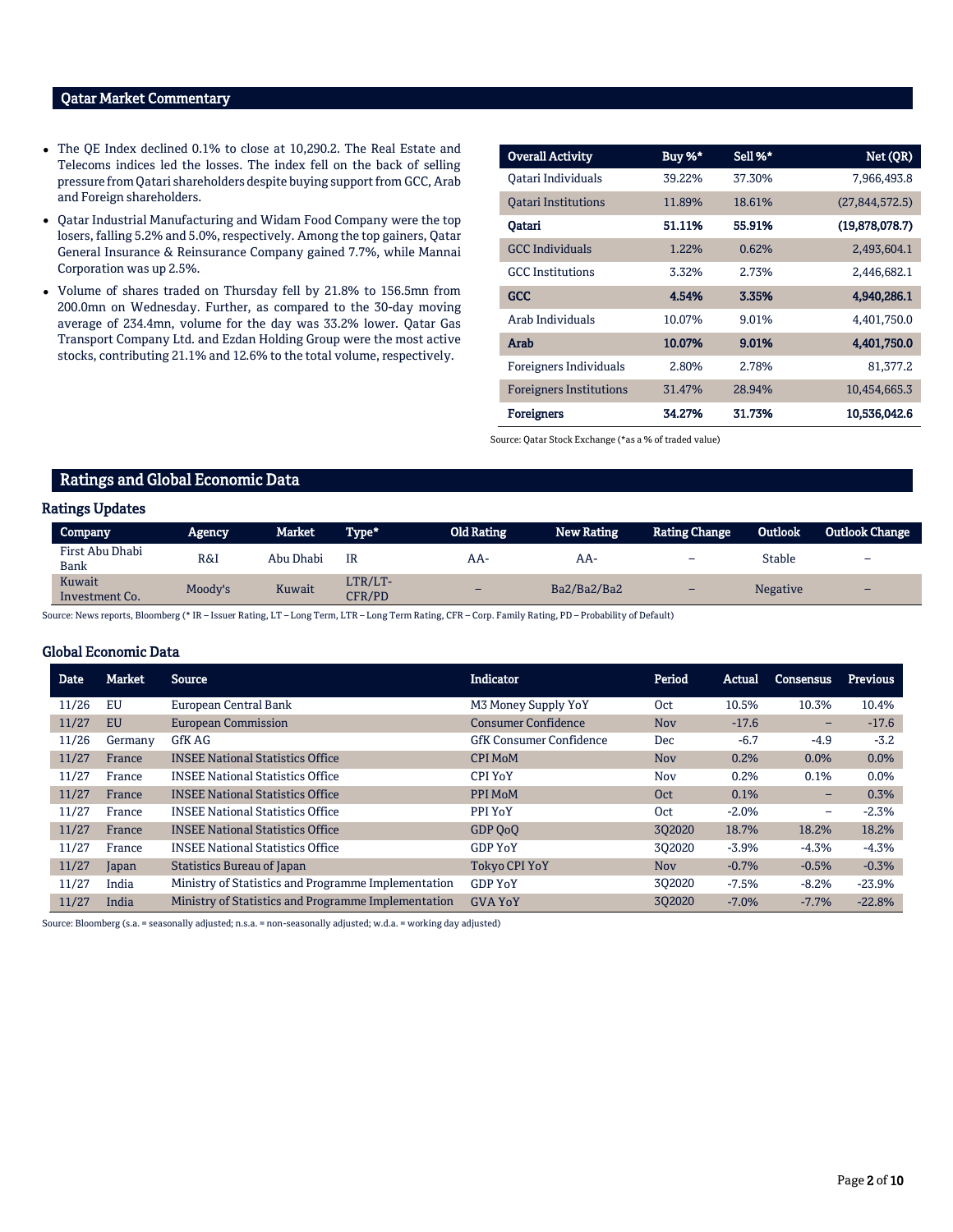## Qatar Market Commentary

- The QE Index declined 0.1% to close at 10,290.2. The Real Estate and Telecoms indices led the losses. The index fell on the back of selling pressure from Qatari shareholders despite buying support from GCC, Arab and Foreign shareholders.
- Qatar Industrial Manufacturing and Widam Food Company were the top losers, falling 5.2% and 5.0%, respectively. Among the top gainers, Qatar General Insurance & Reinsurance Company gained 7.7%, while Mannai Corporation was up 2.5%.
- Volume of shares traded on Thursday fell by 21.8% to 156.5mn from 200.0mn on Wednesday. Further, as compared to the 30-day moving average of 234.4mn, volume for the day was 33.2% lower. Qatar Gas Transport Company Ltd. and Ezdan Holding Group were the most active stocks, contributing 21.1% and 12.6% to the total volume, respectively.

| Overall Activity | Buy %* | Sell %* | Net (QR) |
|---|---|---|---|
| Qatari Individuals | 39.22% | 37.30% | 7,966,493.8 |
| Qatari Institutions | 11.89% | 18.61% | (27,844,572.5) |
| **Qatari** | **51.11%** | **55.91%** | **(19,878,078.7)** |
| GCC Individuals | 1.22% | 0.62% | 2,493,604.1 |
| GCC Institutions | 3.32% | 2.73% | 2,446,682.1 |
| **GCC** | **4.54%** | **3.35%** | **4,940,286.1** |
| Arab Individuals | 10.07% | 9.01% | 4,401,750.0 |
| **Arab** | **10.07%** | **9.01%** | **4,401,750.0** |
| Foreigners Individuals | 2.80% | 2.78% | 81,377.2 |
| Foreigners Institutions | 31.47% | 28.94% | 10,454,665.3 |
| **Foreigners** | **34.27%** | **31.73%** | **10,536,042.6** |

Source: Qatar Stock Exchange (*as a % of traded value)

## Ratings and Global Economic Data

### Ratings Updates

| Company | Agency | Market | Type* | Old Rating | New Rating | Rating Change | Outlook | Outlook Change |
|---|---|---|---|---|---|---|---|---|
| First Abu Dhabi Bank | R&I | Abu Dhabi | IR | AA- | AA- | – | Stable | – |
| Kuwait Investment Co. | Moody's | Kuwait | LTR/LT-CFR/PD | – | Ba2/Ba2/Ba2 | – | Negative | – |

Source: News reports, Bloomberg (* IR – Issuer Rating, LT – Long Term, LTR – Long Term Rating, CFR – Corp. Family Rating, PD – Probability of Default)

### Global Economic Data

| Date | Market | Source | Indicator | Period | Actual | Consensus | Previous |
|---|---|---|---|---|---|---|---|
| 11/26 | EU | European Central Bank | M3 Money Supply YoY | Oct | 10.5% | 10.3% | 10.4% |
| 11/27 | EU | European Commission | Consumer Confidence | Nov | -17.6 | – | -17.6 |
| 11/26 | Germany | GfK AG | GfK Consumer Confidence | Dec | -6.7 | -4.9 | -3.2 |
| 11/27 | France | INSEE National Statistics Office | CPI MoM | Nov | 0.2% | 0.0% | 0.0% |
| 11/27 | France | INSEE National Statistics Office | CPI YoY | Nov | 0.2% | 0.1% | 0.0% |
| 11/27 | France | INSEE National Statistics Office | PPI MoM | Oct | 0.1% | – | 0.3% |
| 11/27 | France | INSEE National Statistics Office | PPI YoY | Oct | -2.0% | – | -2.3% |
| 11/27 | France | INSEE National Statistics Office | GDP QoQ | 3Q2020 | 18.7% | 18.2% | 18.2% |
| 11/27 | France | INSEE National Statistics Office | GDP YoY | 3Q2020 | -3.9% | -4.3% | -4.3% |
| 11/27 | Japan | Statistics Bureau of Japan | Tokyo CPI YoY | Nov | -0.7% | -0.5% | -0.3% |
| 11/27 | India | Ministry of Statistics and Programme Implementation | GDP YoY | 3Q2020 | -7.5% | -8.2% | -23.9% |
| 11/27 | India | Ministry of Statistics and Programme Implementation | GVA YoY | 3Q2020 | -7.0% | -7.7% | -22.8% |

Source: Bloomberg (s.a. = seasonally adjusted; n.s.a. = non-seasonally adjusted; w.d.a. = working day adjusted)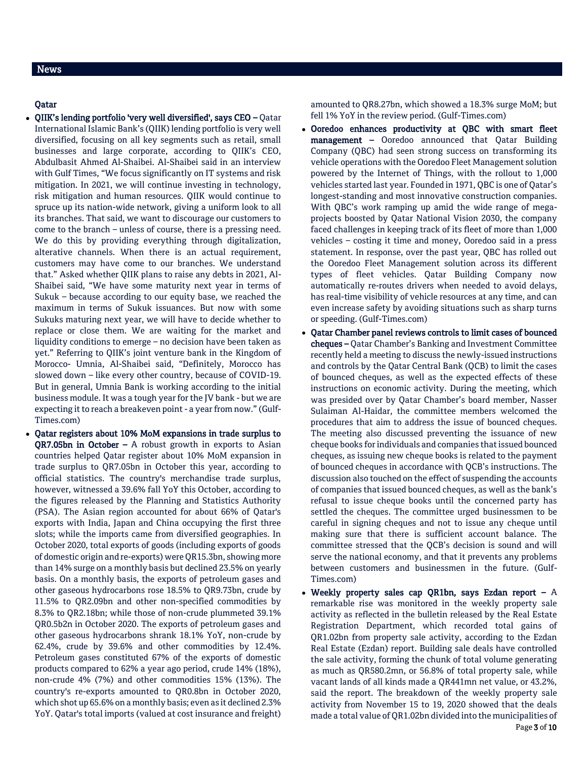## News

### Qatar

- **QIIK's lending portfolio 'very well diversified', says CEO –** Qatar International Islamic Bank's (QIIK) lending portfolio is very well diversified, focusing on all key segments such as retail, small businesses and large corporate, according to QIIK's CEO, Abdulbasit Ahmed Al-Shaibei. Al-Shaibei said in an interview with Gulf Times, "We focus significantly on IT systems and risk mitigation. In 2021, we will continue investing in technology, risk mitigation and human resources. QIIK would continue to spruce up its nation-wide network, giving a uniform look to all its branches. That said, we want to discourage our customers to come to the branch – unless of course, there is a pressing need. We do this by providing everything through digitalization, alterative channels. When there is an actual requirement, customers may have come to our branches. We understand that." Asked whether QIIK plans to raise any debts in 2021, Al-Shaibei said, "We have some maturity next year in terms of Sukuk – because according to our equity base, we reached the maximum in terms of Sukuk issuances. But now with some Sukuks maturing next year, we will have to decide whether to replace or close them. We are waiting for the market and liquidity conditions to emerge – no decision have been taken as yet." Referring to QIIK's joint venture bank in the Kingdom of Morocco- Umnia, Al-Shaibei said, "Definitely, Morocco has slowed down – like every other country, because of COVID-19. But in general, Umnia Bank is working according to the initial business module. It was a tough year for the JV bank - but we are expecting it to reach a breakeven point - a year from now." (Gulf-Times.com)
- **Qatar registers about 10% MoM expansions in trade surplus to QR7.05bn in October –** A robust growth in exports to Asian countries helped Qatar register about 10% MoM expansion in trade surplus to QR7.05bn in October this year, according to official statistics. The country's merchandise trade surplus, however, witnessed a 39.6% fall YoY this October, according to the figures released by the Planning and Statistics Authority (PSA). The Asian region accounted for about 66% of Qatar's exports with India, Japan and China occupying the first three slots; while the imports came from diversified geographies. In October 2020, total exports of goods (including exports of goods of domestic origin and re-exports) were QR15.3bn, showing more than 14% surge on a monthly basis but declined 23.5% on yearly basis. On a monthly basis, the exports of petroleum gases and other gaseous hydrocarbons rose 18.5% to QR9.73bn, crude by 11.5% to QR2.09bn and other non-specified commodities by 8.3% to QR2.18bn; while those of non-crude plummeted 39.1% QR0.5b2n in October 2020. The exports of petroleum gases and other gaseous hydrocarbons shrank 18.1% YoY, non-crude by 62.4%, crude by 39.6% and other commodities by 12.4%. Petroleum gases constituted 67% of the exports of domestic products compared to 62% a year ago period, crude 14% (18%), non-crude 4% (7%) and other commodities 15% (13%). The country's re-exports amounted to QR0.8bn in October 2020, which shot up 65.6% on a monthly basis; even as it declined 2.3% YoY. Qatar's total imports (valued at cost insurance and freight) amounted to QR8.27bn, which showed a 18.3% surge MoM; but fell 1% YoY in the review period. (Gulf-Times.com)
- **Ooredoo enhances productivity at QBC with smart fleet management –** Ooredoo announced that Qatar Building Company (QBC) had seen strong success on transforming its vehicle operations with the Ooredoo Fleet Management solution powered by the Internet of Things, with the rollout to 1,000 vehicles started last year. Founded in 1971, QBC is one of Qatar's longest-standing and most innovative construction companies. With QBC's work ramping up amid the wide range of mega-projects boosted by Qatar National Vision 2030, the company faced challenges in keeping track of its fleet of more than 1,000 vehicles – costing it time and money, Ooredoo said in a press statement. In response, over the past year, QBC has rolled out the Ooredoo Fleet Management solution across its different types of fleet vehicles. Qatar Building Company now automatically re-routes drivers when needed to avoid delays, has real-time visibility of vehicle resources at any time, and can even increase safety by avoiding situations such as sharp turns or speeding. (Gulf-Times.com)
- **Qatar Chamber panel reviews controls to limit cases of bounced cheques –** Qatar Chamber's Banking and Investment Committee recently held a meeting to discuss the newly-issued instructions and controls by the Qatar Central Bank (QCB) to limit the cases of bounced cheques, as well as the expected effects of these instructions on economic activity. During the meeting, which was presided over by Qatar Chamber's board member, Nasser Sulaiman Al-Haidar, the committee members welcomed the procedures that aim to address the issue of bounced cheques. The meeting also discussed preventing the issuance of new cheque books for individuals and companies that issued bounced cheques, as issuing new cheque books is related to the payment of bounced cheques in accordance with QCB's instructions. The discussion also touched on the effect of suspending the accounts of companies that issued bounced cheques, as well as the bank's refusal to issue cheque books until the concerned party has settled the cheques. The committee urged businessmen to be careful in signing cheques and not to issue any cheque until making sure that there is sufficient account balance. The committee stressed that the QCB's decision is sound and will serve the national economy, and that it prevents any problems between customers and businessmen in the future. (Gulf-Times.com)
- **Weekly property sales cap QR1bn, says Ezdan report –** A remarkable rise was monitored in the weekly property sale activity as reflected in the bulletin released by the Real Estate Registration Department, which recorded total gains of QR1.02bn from property sale activity, according to the Ezdan Real Estate (Ezdan) report. Building sale deals have controlled the sale activity, forming the chunk of total volume generating as much as QR580.2mn, or 56.8% of total property sale, while vacant lands of all kinds made a QR441mn net value, or 43.2%, said the report. The breakdown of the weekly property sale activity from November 15 to 19, 2020 showed that the deals made a total value of QR1.02bn divided into the municipalities of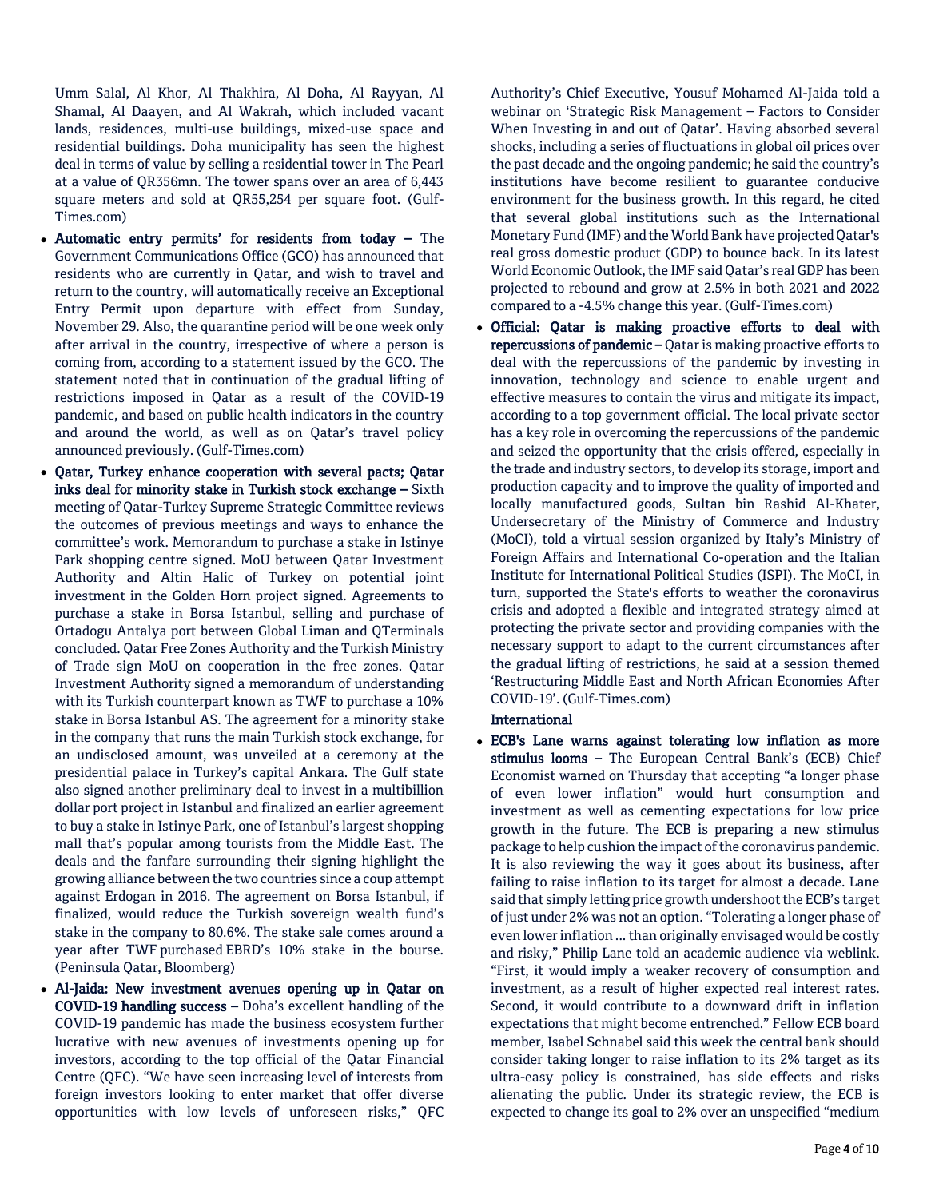Umm Salal, Al Khor, Al Thakhira, Al Doha, Al Rayyan, Al Shamal, Al Daayen, and Al Wakrah, which included vacant lands, residences, multi-use buildings, mixed-use space and residential buildings. Doha municipality has seen the highest deal in terms of value by selling a residential tower in The Pearl at a value of QR356mn. The tower spans over an area of 6,443 square meters and sold at QR55,254 per square foot. (Gulf-Times.com)

- **Automatic entry permits' for residents from today –** The Government Communications Office (GCO) has announced that residents who are currently in Qatar, and wish to travel and return to the country, will automatically receive an Exceptional Entry Permit upon departure with effect from Sunday, November 29. Also, the quarantine period will be one week only after arrival in the country, irrespective of where a person is coming from, according to a statement issued by the GCO. The statement noted that in continuation of the gradual lifting of restrictions imposed in Qatar as a result of the COVID-19 pandemic, and based on public health indicators in the country and around the world, as well as on Qatar's travel policy announced previously. (Gulf-Times.com)
- **Qatar, Turkey enhance cooperation with several pacts; Qatar inks deal for minority stake in Turkish stock exchange –** Sixth meeting of Qatar-Turkey Supreme Strategic Committee reviews the outcomes of previous meetings and ways to enhance the committee's work. Memorandum to purchase a stake in Istinye Park shopping centre signed. MoU between Qatar Investment Authority and Altin Halic of Turkey on potential joint investment in the Golden Horn project signed. Agreements to purchase a stake in Borsa Istanbul, selling and purchase of Ortadogu Antalya port between Global Liman and QTerminals concluded. Qatar Free Zones Authority and the Turkish Ministry of Trade sign MoU on cooperation in the free zones. Qatar Investment Authority signed a memorandum of understanding with its Turkish counterpart known as TWF to purchase a 10% stake in Borsa Istanbul AS. The agreement for a minority stake in the company that runs the main Turkish stock exchange, for an undisclosed amount, was unveiled at a ceremony at the presidential palace in Turkey's capital Ankara. The Gulf state also signed another preliminary deal to invest in a multibillion dollar port project in Istanbul and finalized an earlier agreement to buy a stake in Istinye Park, one of Istanbul's largest shopping mall that's popular among tourists from the Middle East. The deals and the fanfare surrounding their signing highlight the growing alliance between the two countries since a coup attempt against Erdogan in 2016. The agreement on Borsa Istanbul, if finalized, would reduce the Turkish sovereign wealth fund's stake in the company to 80.6%. The stake sale comes around a year after TWF purchased EBRD's 10% stake in the bourse. (Peninsula Qatar, Bloomberg)
- **Al-Jaida: New investment avenues opening up in Qatar on COVID-19 handling success –** Doha's excellent handling of the COVID-19 pandemic has made the business ecosystem further lucrative with new avenues of investments opening up for investors, according to the top official of the Qatar Financial Centre (QFC). "We have seen increasing level of interests from foreign investors looking to enter market that offer diverse opportunities with low levels of unforeseen risks," QFC Authority's Chief Executive, Yousuf Mohamed Al-Jaida told a webinar on 'Strategic Risk Management – Factors to Consider When Investing in and out of Qatar'. Having absorbed several shocks, including a series of fluctuations in global oil prices over the past decade and the ongoing pandemic; he said the country's institutions have become resilient to guarantee conducive environment for the business growth. In this regard, he cited that several global institutions such as the International Monetary Fund (IMF) and the World Bank have projected Qatar's real gross domestic product (GDP) to bounce back. In its latest World Economic Outlook, the IMF said Qatar's real GDP has been projected to rebound and grow at 2.5% in both 2021 and 2022 compared to a -4.5% change this year. (Gulf-Times.com)
- **Official: Qatar is making proactive efforts to deal with repercussions of pandemic –** Qatar is making proactive efforts to deal with the repercussions of the pandemic by investing in innovation, technology and science to enable urgent and effective measures to contain the virus and mitigate its impact, according to a top government official. The local private sector has a key role in overcoming the repercussions of the pandemic and seized the opportunity that the crisis offered, especially in the trade and industry sectors, to develop its storage, import and production capacity and to improve the quality of imported and locally manufactured goods, Sultan bin Rashid Al-Khater, Undersecretary of the Ministry of Commerce and Industry (MoCI), told a virtual session organized by Italy's Ministry of Foreign Affairs and International Co-operation and the Italian Institute for International Political Studies (ISPI). The MoCI, in turn, supported the State's efforts to weather the coronavirus crisis and adopted a flexible and integrated strategy aimed at protecting the private sector and providing companies with the necessary support to adapt to the current circumstances after the gradual lifting of restrictions, he said at a session themed 'Restructuring Middle East and North African Economies After COVID-19'. (Gulf-Times.com)

## International

- **ECB's Lane warns against tolerating low inflation as more stimulus looms –** The European Central Bank's (ECB) Chief Economist warned on Thursday that accepting "a longer phase of even lower inflation" would hurt consumption and investment as well as cementing expectations for low price growth in the future. The ECB is preparing a new stimulus package to help cushion the impact of the coronavirus pandemic. It is also reviewing the way it goes about its business, after failing to raise inflation to its target for almost a decade. Lane said that simply letting price growth undershoot the ECB's target of just under 2% was not an option. "Tolerating a longer phase of even lower inflation ... than originally envisaged would be costly and risky," Philip Lane told an academic audience via weblink. "First, it would imply a weaker recovery of consumption and investment, as a result of higher expected real interest rates. Second, it would contribute to a downward drift in inflation expectations that might become entrenched." Fellow ECB board member, Isabel Schnabel said this week the central bank should consider taking longer to raise inflation to its 2% target as its ultra-easy policy is constrained, has side effects and risks alienating the public. Under its strategic review, the ECB is expected to change its goal to 2% over an unspecified "medium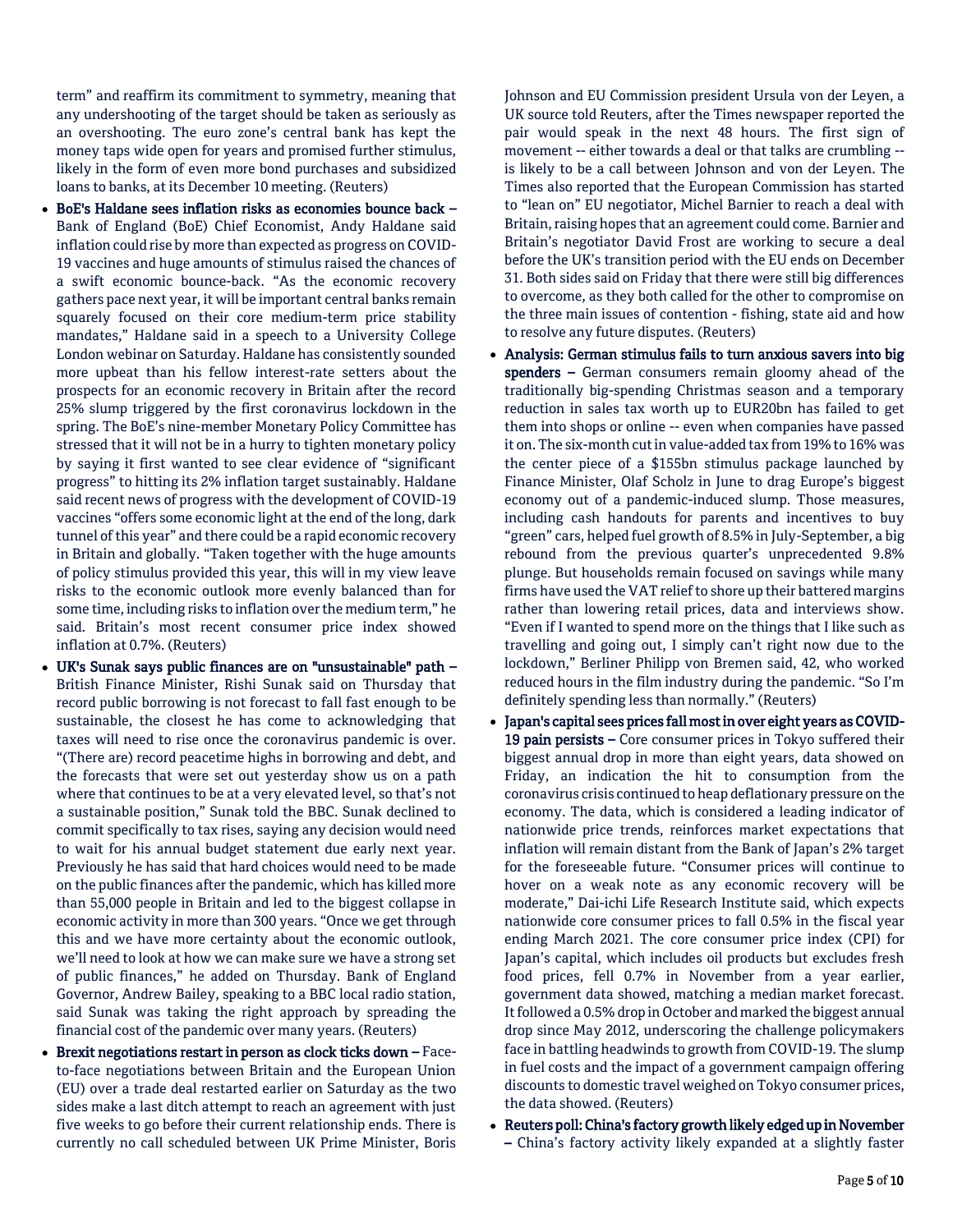term" and reaffirm its commitment to symmetry, meaning that any undershooting of the target should be taken as seriously as an overshooting. The euro zone's central bank has kept the money taps wide open for years and promised further stimulus, likely in the form of even more bond purchases and subsidized loans to banks, at its December 10 meeting. (Reuters)

- **BoE's Haldane sees inflation risks as economies bounce back –** Bank of England (BoE) Chief Economist, Andy Haldane said inflation could rise by more than expected as progress on COVID-19 vaccines and huge amounts of stimulus raised the chances of a swift economic bounce-back. "As the economic recovery gathers pace next year, it will be important central banks remain squarely focused on their core medium-term price stability mandates," Haldane said in a speech to a University College London webinar on Saturday. Haldane has consistently sounded more upbeat than his fellow interest-rate setters about the prospects for an economic recovery in Britain after the record 25% slump triggered by the first coronavirus lockdown in the spring. The BoE's nine-member Monetary Policy Committee has stressed that it will not be in a hurry to tighten monetary policy by saying it first wanted to see clear evidence of "significant progress" to hitting its 2% inflation target sustainably. Haldane said recent news of progress with the development of COVID-19 vaccines "offers some economic light at the end of the long, dark tunnel of this year" and there could be a rapid economic recovery in Britain and globally. "Taken together with the huge amounts of policy stimulus provided this year, this will in my view leave risks to the economic outlook more evenly balanced than for some time, including risks to inflation over the medium term," he said. Britain's most recent consumer price index showed inflation at 0.7%. (Reuters)
- **UK's Sunak says public finances are on "unsustainable" path –** British Finance Minister, Rishi Sunak said on Thursday that record public borrowing is not forecast to fall fast enough to be sustainable, the closest he has come to acknowledging that taxes will need to rise once the coronavirus pandemic is over. "(There are) record peacetime highs in borrowing and debt, and the forecasts that were set out yesterday show us on a path where that continues to be at a very elevated level, so that's not a sustainable position," Sunak told the BBC. Sunak declined to commit specifically to tax rises, saying any decision would need to wait for his annual budget statement due early next year. Previously he has said that hard choices would need to be made on the public finances after the pandemic, which has killed more than 55,000 people in Britain and led to the biggest collapse in economic activity in more than 300 years. "Once we get through this and we have more certainty about the economic outlook, we'll need to look at how we can make sure we have a strong set of public finances," he added on Thursday. Bank of England Governor, Andrew Bailey, speaking to a BBC local radio station, said Sunak was taking the right approach by spreading the financial cost of the pandemic over many years. (Reuters)
- **Brexit negotiations restart in person as clock ticks down –** Face-to-face negotiations between Britain and the European Union (EU) over a trade deal restarted earlier on Saturday as the two sides make a last ditch attempt to reach an agreement with just five weeks to go before their current relationship ends. There is currently no call scheduled between UK Prime Minister, Boris Johnson and EU Commission president Ursula von der Leyen, a UK source told Reuters, after the Times newspaper reported the pair would speak in the next 48 hours. The first sign of movement -- either towards a deal or that talks are crumbling -- is likely to be a call between Johnson and von der Leyen. The Times also reported that the European Commission has started to "lean on" EU negotiator, Michel Barnier to reach a deal with Britain, raising hopes that an agreement could come. Barnier and Britain's negotiator David Frost are working to secure a deal before the UK's transition period with the EU ends on December 31. Both sides said on Friday that there were still big differences to overcome, as they both called for the other to compromise on the three main issues of contention - fishing, state aid and how to resolve any future disputes. (Reuters)
- **Analysis: German stimulus fails to turn anxious savers into big spenders –** German consumers remain gloomy ahead of the traditionally big-spending Christmas season and a temporary reduction in sales tax worth up to EUR20bn has failed to get them into shops or online -- even when companies have passed it on. The six-month cut in value-added tax from 19% to 16% was the center piece of a $155bn stimulus package launched by Finance Minister, Olaf Scholz in June to drag Europe's biggest economy out of a pandemic-induced slump. Those measures, including cash handouts for parents and incentives to buy "green" cars, helped fuel growth of 8.5% in July-September, a big rebound from the previous quarter's unprecedented 9.8% plunge. But households remain focused on savings while many firms have used the VAT relief to shore up their battered margins rather than lowering retail prices, data and interviews show. "Even if I wanted to spend more on the things that I like such as travelling and going out, I simply can't right now due to the lockdown," Berliner Philipp von Bremen said, 42, who worked reduced hours in the film industry during the pandemic. "So I'm definitely spending less than normally." (Reuters)
- **Japan's capital sees prices fall most in over eight years as COVID-19 pain persists –** Core consumer prices in Tokyo suffered their biggest annual drop in more than eight years, data showed on Friday, an indication the hit to consumption from the coronavirus crisis continued to heap deflationary pressure on the economy. The data, which is considered a leading indicator of nationwide price trends, reinforces market expectations that inflation will remain distant from the Bank of Japan's 2% target for the foreseeable future. "Consumer prices will continue to hover on a weak note as any economic recovery will be moderate," Dai-ichi Life Research Institute said, which expects nationwide core consumer prices to fall 0.5% in the fiscal year ending March 2021. The core consumer price index (CPI) for Japan's capital, which includes oil products but excludes fresh food prices, fell 0.7% in November from a year earlier, government data showed, matching a median market forecast. It followed a 0.5% drop in October and marked the biggest annual drop since May 2012, underscoring the challenge policymakers face in battling headwinds to growth from COVID-19. The slump in fuel costs and the impact of a government campaign offering discounts to domestic travel weighed on Tokyo consumer prices, the data showed. (Reuters)
- **Reuters poll: China's factory growth likely edged up in November –** China's factory activity likely expanded at a slightly faster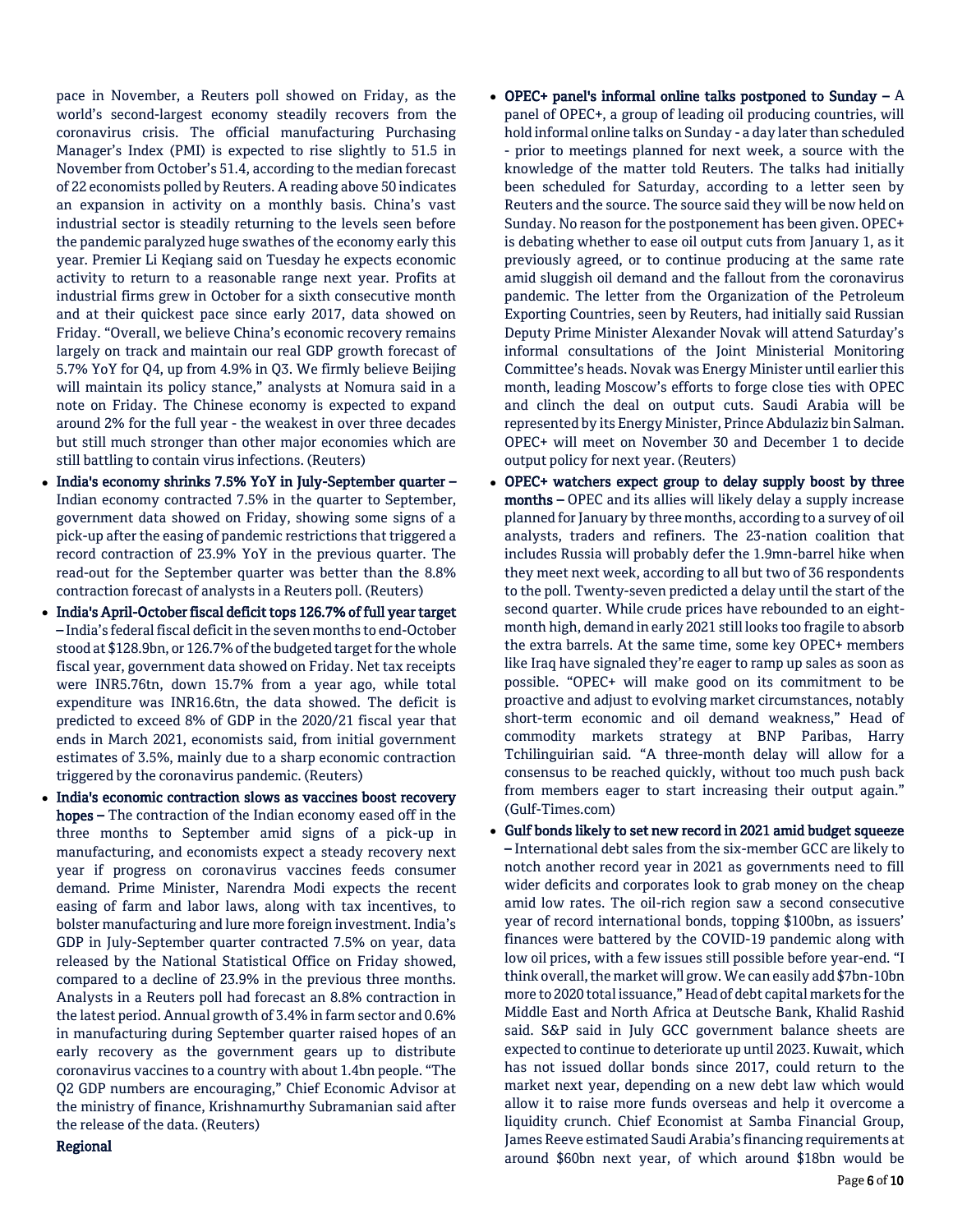pace in November, a Reuters poll showed on Friday, as the world's second-largest economy steadily recovers from the coronavirus crisis. The official manufacturing Purchasing Manager's Index (PMI) is expected to rise slightly to 51.5 in November from October's 51.4, according to the median forecast of 22 economists polled by Reuters. A reading above 50 indicates an expansion in activity on a monthly basis. China's vast industrial sector is steadily returning to the levels seen before the pandemic paralyzed huge swathes of the economy early this year. Premier Li Keqiang said on Tuesday he expects economic activity to return to a reasonable range next year. Profits at industrial firms grew in October for a sixth consecutive month and at their quickest pace since early 2017, data showed on Friday. "Overall, we believe China's economic recovery remains largely on track and maintain our real GDP growth forecast of 5.7% YoY for Q4, up from 4.9% in Q3. We firmly believe Beijing will maintain its policy stance," analysts at Nomura said in a note on Friday. The Chinese economy is expected to expand around 2% for the full year - the weakest in over three decades but still much stronger than other major economies which are still battling to contain virus infections. (Reuters)

- **India's economy shrinks 7.5% YoY in July-September quarter –** Indian economy contracted 7.5% in the quarter to September, government data showed on Friday, showing some signs of a pick-up after the easing of pandemic restrictions that triggered a record contraction of 23.9% YoY in the previous quarter. The read-out for the September quarter was better than the 8.8% contraction forecast of analysts in a Reuters poll. (Reuters)
- **India's April-October fiscal deficit tops 126.7% of full year target –** India's federal fiscal deficit in the seven months to end-October stood at $128.9bn, or 126.7% of the budgeted target for the whole fiscal year, government data showed on Friday. Net tax receipts were INR5.76tn, down 15.7% from a year ago, while total expenditure was INR16.6tn, the data showed. The deficit is predicted to exceed 8% of GDP in the 2020/21 fiscal year that ends in March 2021, economists said, from initial government estimates of 3.5%, mainly due to a sharp economic contraction triggered by the coronavirus pandemic. (Reuters)
- **India's economic contraction slows as vaccines boost recovery hopes –** The contraction of the Indian economy eased off in the three months to September amid signs of a pick-up in manufacturing, and economists expect a steady recovery next year if progress on coronavirus vaccines feeds consumer demand. Prime Minister, Narendra Modi expects the recent easing of farm and labor laws, along with tax incentives, to bolster manufacturing and lure more foreign investment. India's GDP in July-September quarter contracted 7.5% on year, data released by the National Statistical Office on Friday showed, compared to a decline of 23.9% in the previous three months. Analysts in a Reuters poll had forecast an 8.8% contraction in the latest period. Annual growth of 3.4% in farm sector and 0.6% in manufacturing during September quarter raised hopes of an early recovery as the government gears up to distribute coronavirus vaccines to a country with about 1.4bn people. "The Q2 GDP numbers are encouraging," Chief Economic Advisor at the ministry of finance, Krishnamurthy Subramanian said after the release of the data. (Reuters)

**Regional**

- **OPEC+ panel's informal online talks postponed to Sunday –** A panel of OPEC+, a group of leading oil producing countries, will hold informal online talks on Sunday - a day later than scheduled - prior to meetings planned for next week, a source with the knowledge of the matter told Reuters. The talks had initially been scheduled for Saturday, according to a letter seen by Reuters and the source. The source said they will be now held on Sunday. No reason for the postponement has been given. OPEC+ is debating whether to ease oil output cuts from January 1, as it previously agreed, or to continue producing at the same rate amid sluggish oil demand and the fallout from the coronavirus pandemic. The letter from the Organization of the Petroleum Exporting Countries, seen by Reuters, had initially said Russian Deputy Prime Minister Alexander Novak will attend Saturday's informal consultations of the Joint Ministerial Monitoring Committee's heads. Novak was Energy Minister until earlier this month, leading Moscow's efforts to forge close ties with OPEC and clinch the deal on output cuts. Saudi Arabia will be represented by its Energy Minister, Prince Abdulaziz bin Salman. OPEC+ will meet on November 30 and December 1 to decide output policy for next year. (Reuters)
- **OPEC+ watchers expect group to delay supply boost by three months –** OPEC and its allies will likely delay a supply increase planned for January by three months, according to a survey of oil analysts, traders and refiners. The 23-nation coalition that includes Russia will probably defer the 1.9mn-barrel hike when they meet next week, according to all but two of 36 respondents to the poll. Twenty-seven predicted a delay until the start of the second quarter. While crude prices have rebounded to an eight-month high, demand in early 2021 still looks too fragile to absorb the extra barrels. At the same time, some key OPEC+ members like Iraq have signaled they're eager to ramp up sales as soon as possible. "OPEC+ will make good on its commitment to be proactive and adjust to evolving market circumstances, notably short-term economic and oil demand weakness," Head of commodity markets strategy at BNP Paribas, Harry Tchilinguirian said. "A three-month delay will allow for a consensus to be reached quickly, without too much push back from members eager to start increasing their output again." (Gulf-Times.com)
- **Gulf bonds likely to set new record in 2021 amid budget squeeze –** International debt sales from the six-member GCC are likely to notch another record year in 2021 as governments need to fill wider deficits and corporates look to grab money on the cheap amid low rates. The oil-rich region saw a second consecutive year of record international bonds, topping $100bn, as issuers' finances were battered by the COVID-19 pandemic along with low oil prices, with a few issues still possible before year-end. "I think overall, the market will grow. We can easily add $7bn-10bn more to 2020 total issuance," Head of debt capital markets for the Middle East and North Africa at Deutsche Bank, Khalid Rashid said. S&P said in July GCC government balance sheets are expected to continue to deteriorate up until 2023. Kuwait, which has not issued dollar bonds since 2017, could return to the market next year, depending on a new debt law which would allow it to raise more funds overseas and help it overcome a liquidity crunch. Chief Economist at Samba Financial Group, James Reeve estimated Saudi Arabia's financing requirements at around $60bn next year, of which around $18bn would be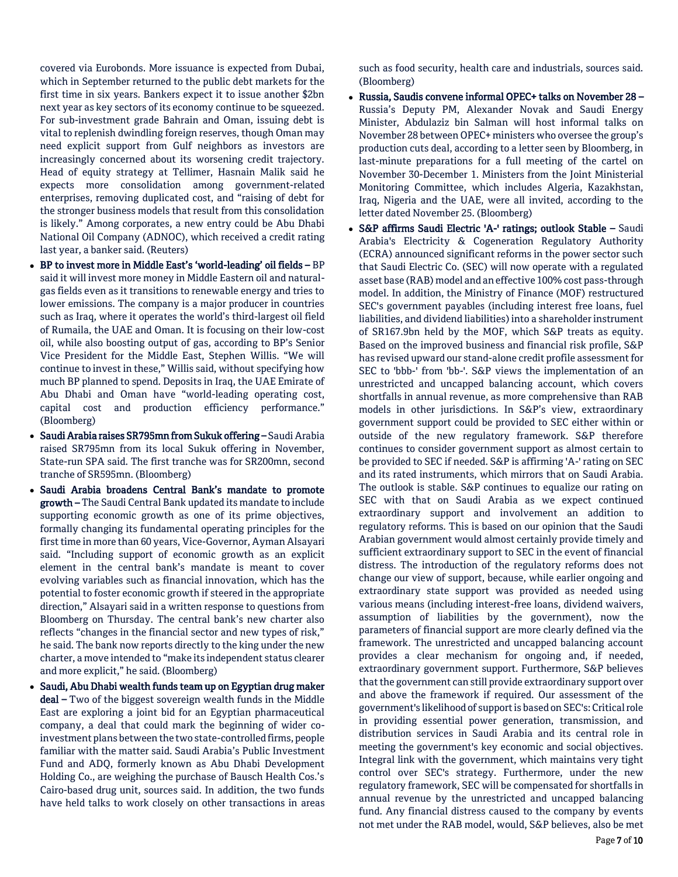covered via Eurobonds. More issuance is expected from Dubai, which in September returned to the public debt markets for the first time in six years. Bankers expect it to issue another $2bn next year as key sectors of its economy continue to be squeezed. For sub-investment grade Bahrain and Oman, issuing debt is vital to replenish dwindling foreign reserves, though Oman may need explicit support from Gulf neighbors as investors are increasingly concerned about its worsening credit trajectory. Head of equity strategy at Tellimer, Hasnain Malik said he expects more consolidation among government-related enterprises, removing duplicated cost, and "raising of debt for the stronger business models that result from this consolidation is likely." Among corporates, a new entry could be Abu Dhabi National Oil Company (ADNOC), which received a credit rating last year, a banker said. (Reuters)

- **BP to invest more in Middle East's 'world-leading' oil fields –** BP said it will invest more money in Middle Eastern oil and natural-gas fields even as it transitions to renewable energy and tries to lower emissions. The company is a major producer in countries such as Iraq, where it operates the world's third-largest oil field of Rumaila, the UAE and Oman. It is focusing on their low-cost oil, while also boosting output of gas, according to BP's Senior Vice President for the Middle East, Stephen Willis. "We will continue to invest in these," Willis said, without specifying how much BP planned to spend. Deposits in Iraq, the UAE Emirate of Abu Dhabi and Oman have "world-leading operating cost, capital cost and production efficiency performance." (Bloomberg)
- **Saudi Arabia raises SR795mn from Sukuk offering –** Saudi Arabia raised SR795mn from its local Sukuk offering in November, State-run SPA said. The first tranche was for SR200mn, second tranche of SR595mn. (Bloomberg)
- **Saudi Arabia broadens Central Bank's mandate to promote growth –** The Saudi Central Bank updated its mandate to include supporting economic growth as one of its prime objectives, formally changing its fundamental operating principles for the first time in more than 60 years, Vice-Governor, Ayman Alsayari said. "Including support of economic growth as an explicit element in the central bank's mandate is meant to cover evolving variables such as financial innovation, which has the potential to foster economic growth if steered in the appropriate direction," Alsayari said in a written response to questions from Bloomberg on Thursday. The central bank's new charter also reflects "changes in the financial sector and new types of risk," he said. The bank now reports directly to the king under the new charter, a move intended to "make its independent status clearer and more explicit," he said. (Bloomberg)
- **Saudi, Abu Dhabi wealth funds team up on Egyptian drug maker deal –** Two of the biggest sovereign wealth funds in the Middle East are exploring a joint bid for an Egyptian pharmaceutical company, a deal that could mark the beginning of wider co-investment plans between the two state-controlled firms, people familiar with the matter said. Saudi Arabia's Public Investment Fund and ADQ, formerly known as Abu Dhabi Development Holding Co., are weighing the purchase of Bausch Health Cos.'s Cairo-based drug unit, sources said. In addition, the two funds have held talks to work closely on other transactions in areas such as food security, health care and industrials, sources said. (Bloomberg)
- **Russia, Saudis convene informal OPEC+ talks on November 28 –** Russia's Deputy PM, Alexander Novak and Saudi Energy Minister, Abdulaziz bin Salman will host informal talks on November 28 between OPEC+ ministers who oversee the group's production cuts deal, according to a letter seen by Bloomberg, in last-minute preparations for a full meeting of the cartel on November 30-December 1. Ministers from the Joint Ministerial Monitoring Committee, which includes Algeria, Kazakhstan, Iraq, Nigeria and the UAE, were all invited, according to the letter dated November 25. (Bloomberg)
- **S&P affirms Saudi Electric 'A-' ratings; outlook Stable –** Saudi Arabia's Electricity & Cogeneration Regulatory Authority (ECRA) announced significant reforms in the power sector such that Saudi Electric Co. (SEC) will now operate with a regulated asset base (RAB) model and an effective 100% cost pass-through model. In addition, the Ministry of Finance (MOF) restructured SEC's government payables (including interest free loans, fuel liabilities, and dividend liabilities) into a shareholder instrument of SR167.9bn held by the MOF, which S&P treats as equity. Based on the improved business and financial risk profile, S&P has revised upward our stand-alone credit profile assessment for SEC to 'bbb-' from 'bb-'. S&P views the implementation of an unrestricted and uncapped balancing account, which covers shortfalls in annual revenue, as more comprehensive than RAB models in other jurisdictions. In S&P's view, extraordinary government support could be provided to SEC either within or outside of the new regulatory framework. S&P therefore continues to consider government support as almost certain to be provided to SEC if needed. S&P is affirming 'A-' rating on SEC and its rated instruments, which mirrors that on Saudi Arabia. The outlook is stable. S&P continues to equalize our rating on SEC with that on Saudi Arabia as we expect continued extraordinary support and involvement an addition to regulatory reforms. This is based on our opinion that the Saudi Arabian government would almost certainly provide timely and sufficient extraordinary support to SEC in the event of financial distress. The introduction of the regulatory reforms does not change our view of support, because, while earlier ongoing and extraordinary state support was provided as needed using various means (including interest-free loans, dividend waivers, assumption of liabilities by the government), now the parameters of financial support are more clearly defined via the framework. The unrestricted and uncapped balancing account provides a clear mechanism for ongoing and, if needed, extraordinary government support. Furthermore, S&P believes that the government can still provide extraordinary support over and above the framework if required. Our assessment of the government's likelihood of support is based on SEC's: Critical role in providing essential power generation, transmission, and distribution services in Saudi Arabia and its central role in meeting the government's key economic and social objectives. Integral link with the government, which maintains very tight control over SEC's strategy. Furthermore, under the new regulatory framework, SEC will be compensated for shortfalls in annual revenue by the unrestricted and uncapped balancing fund. Any financial distress caused to the company by events not met under the RAB model, would, S&P believes, also be met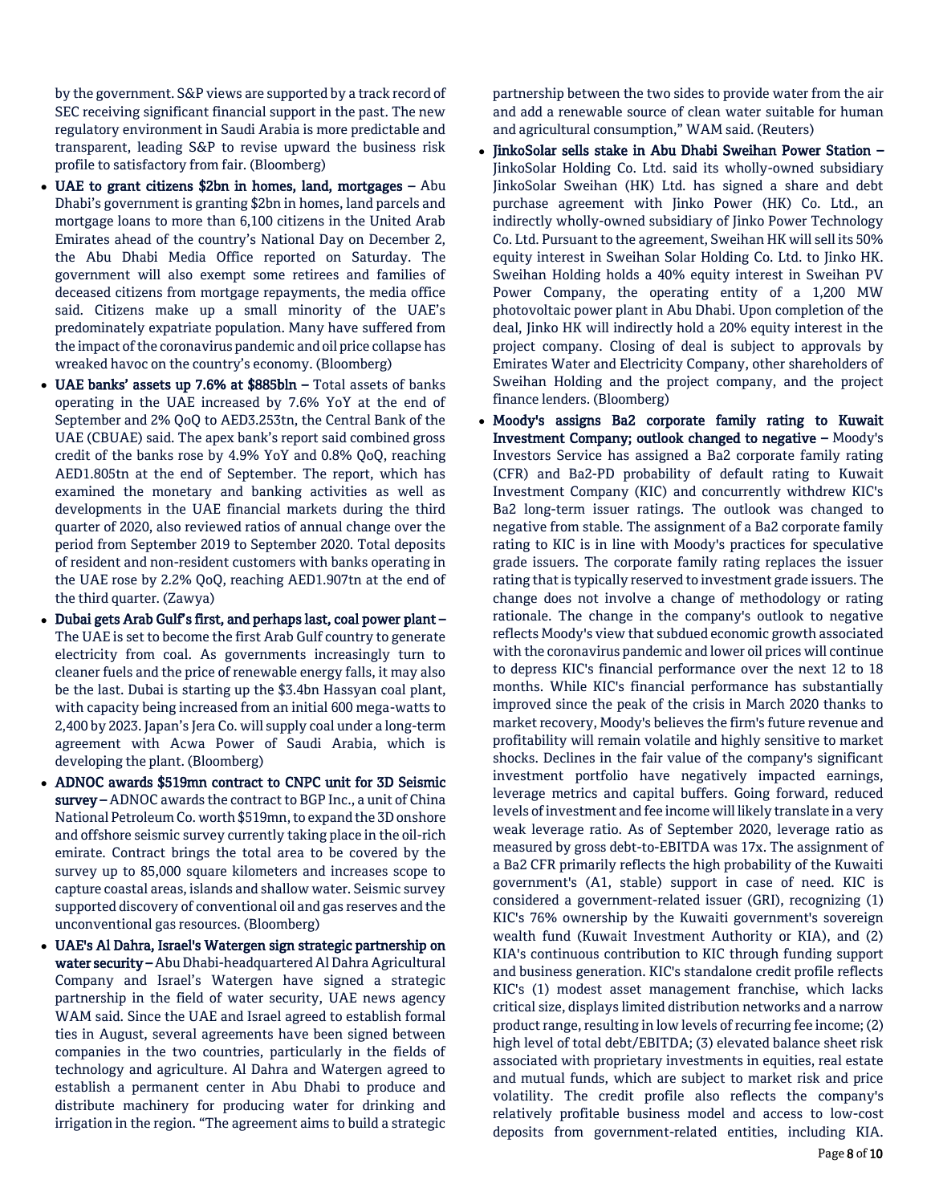by the government. S&P views are supported by a track record of SEC receiving significant financial support in the past. The new regulatory environment in Saudi Arabia is more predictable and transparent, leading S&P to revise upward the business risk profile to satisfactory from fair. (Bloomberg)

- **UAE to grant citizens $2bn in homes, land, mortgages –** Abu Dhabi's government is granting $2bn in homes, land parcels and mortgage loans to more than 6,100 citizens in the United Arab Emirates ahead of the country's National Day on December 2, the Abu Dhabi Media Office reported on Saturday. The government will also exempt some retirees and families of deceased citizens from mortgage repayments, the media office said. Citizens make up a small minority of the UAE's predominately expatriate population. Many have suffered from the impact of the coronavirus pandemic and oil price collapse has wreaked havoc on the country's economy. (Bloomberg)
- **UAE banks' assets up 7.6% at $885bln –** Total assets of banks operating in the UAE increased by 7.6% YoY at the end of September and 2% QoQ to AED3.253tn, the Central Bank of the UAE (CBUAE) said. The apex bank's report said combined gross credit of the banks rose by 4.9% YoY and 0.8% QoQ, reaching AED1.805tn at the end of September. The report, which has examined the monetary and banking activities as well as developments in the UAE financial markets during the third quarter of 2020, also reviewed ratios of annual change over the period from September 2019 to September 2020. Total deposits of resident and non-resident customers with banks operating in the UAE rose by 2.2% QoQ, reaching AED1.907tn at the end of the third quarter. (Zawya)
- **Dubai gets Arab Gulf's first, and perhaps last, coal power plant –** The UAE is set to become the first Arab Gulf country to generate electricity from coal. As governments increasingly turn to cleaner fuels and the price of renewable energy falls, it may also be the last. Dubai is starting up the $3.4bn Hassyan coal plant, with capacity being increased from an initial 600 mega-watts to 2,400 by 2023. Japan's Jera Co. will supply coal under a long-term agreement with Acwa Power of Saudi Arabia, which is developing the plant. (Bloomberg)
- **ADNOC awards $519mn contract to CNPC unit for 3D Seismic survey –** ADNOC awards the contract to BGP Inc., a unit of China National Petroleum Co. worth $519mn, to expand the 3D onshore and offshore seismic survey currently taking place in the oil-rich emirate. Contract brings the total area to be covered by the survey up to 85,000 square kilometers and increases scope to capture coastal areas, islands and shallow water. Seismic survey supported discovery of conventional oil and gas reserves and the unconventional gas resources. (Bloomberg)
- **UAE's Al Dahra, Israel's Watergen sign strategic partnership on water security –** Abu Dhabi-headquartered Al Dahra Agricultural Company and Israel's Watergen have signed a strategic partnership in the field of water security, UAE news agency WAM said. Since the UAE and Israel agreed to establish formal ties in August, several agreements have been signed between companies in the two countries, particularly in the fields of technology and agriculture. Al Dahra and Watergen agreed to establish a permanent center in Abu Dhabi to produce and distribute machinery for producing water for drinking and irrigation in the region. "The agreement aims to build a strategic partnership between the two sides to provide water from the air and add a renewable source of clean water suitable for human and agricultural consumption," WAM said. (Reuters)
- **JinkoSolar sells stake in Abu Dhabi Sweihan Power Station –** JinkoSolar Holding Co. Ltd. said its wholly-owned subsidiary JinkoSolar Sweihan (HK) Ltd. has signed a share and debt purchase agreement with Jinko Power (HK) Co. Ltd., an indirectly wholly-owned subsidiary of Jinko Power Technology Co. Ltd. Pursuant to the agreement, Sweihan HK will sell its 50% equity interest in Sweihan Solar Holding Co. Ltd. to Jinko HK. Sweihan Holding holds a 40% equity interest in Sweihan PV Power Company, the operating entity of a 1,200 MW photovoltaic power plant in Abu Dhabi. Upon completion of the deal, Jinko HK will indirectly hold a 20% equity interest in the project company. Closing of deal is subject to approvals by Emirates Water and Electricity Company, other shareholders of Sweihan Holding and the project company, and the project finance lenders. (Bloomberg)
- **Moody's assigns Ba2 corporate family rating to Kuwait Investment Company; outlook changed to negative –** Moody's Investors Service has assigned a Ba2 corporate family rating (CFR) and Ba2-PD probability of default rating to Kuwait Investment Company (KIC) and concurrently withdrew KIC's Ba2 long-term issuer ratings. The outlook was changed to negative from stable. The assignment of a Ba2 corporate family rating to KIC is in line with Moody's practices for speculative grade issuers. The corporate family rating replaces the issuer rating that is typically reserved to investment grade issuers. The change does not involve a change of methodology or rating rationale. The change in the company's outlook to negative reflects Moody's view that subdued economic growth associated with the coronavirus pandemic and lower oil prices will continue to depress KIC's financial performance over the next 12 to 18 months. While KIC's financial performance has substantially improved since the peak of the crisis in March 2020 thanks to market recovery, Moody's believes the firm's future revenue and profitability will remain volatile and highly sensitive to market shocks. Declines in the fair value of the company's significant investment portfolio have negatively impacted earnings, leverage metrics and capital buffers. Going forward, reduced levels of investment and fee income will likely translate in a very weak leverage ratio. As of September 2020, leverage ratio as measured by gross debt-to-EBITDA was 17x. The assignment of a Ba2 CFR primarily reflects the high probability of the Kuwaiti government's (A1, stable) support in case of need. KIC is considered a government-related issuer (GRI), recognizing (1) KIC's 76% ownership by the Kuwaiti government's sovereign wealth fund (Kuwait Investment Authority or KIA), and (2) KIA's continuous contribution to KIC through funding support and business generation. KIC's standalone credit profile reflects KIC's (1) modest asset management franchise, which lacks critical size, displays limited distribution networks and a narrow product range, resulting in low levels of recurring fee income; (2) high level of total debt/EBITDA; (3) elevated balance sheet risk associated with proprietary investments in equities, real estate and mutual funds, which are subject to market risk and price volatility. The credit profile also reflects the company's relatively profitable business model and access to low-cost deposits from government-related entities, including KIA.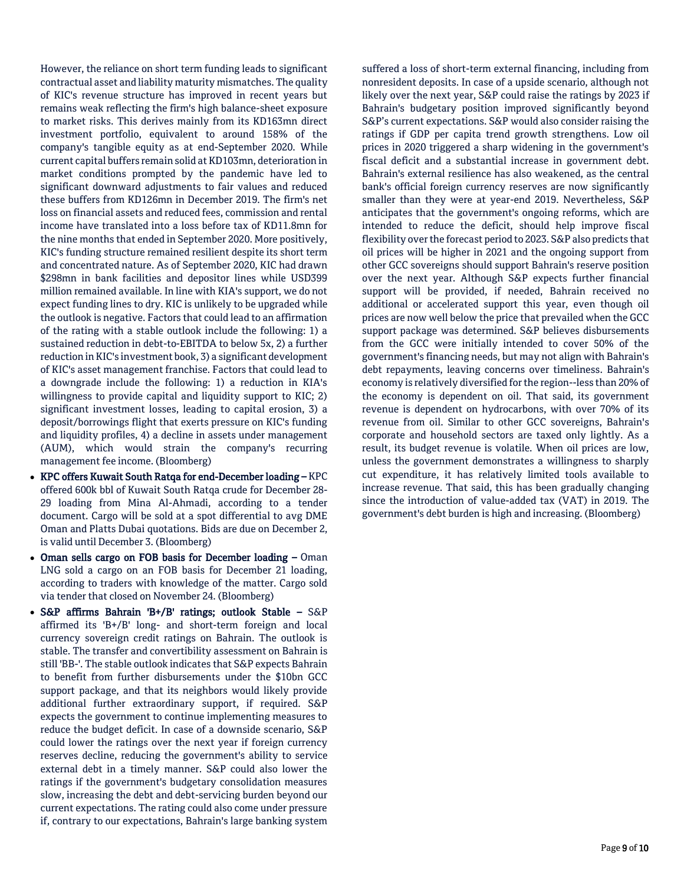However, the reliance on short term funding leads to significant contractual asset and liability maturity mismatches. The quality of KIC's revenue structure has improved in recent years but remains weak reflecting the firm's high balance-sheet exposure to market risks. This derives mainly from its KD163mn direct investment portfolio, equivalent to around 158% of the company's tangible equity as at end-September 2020. While current capital buffers remain solid at KD103mn, deterioration in market conditions prompted by the pandemic have led to significant downward adjustments to fair values and reduced these buffers from KD126mn in December 2019. The firm's net loss on financial assets and reduced fees, commission and rental income have translated into a loss before tax of KD11.8mn for the nine months that ended in September 2020. More positively, KIC's funding structure remained resilient despite its short term and concentrated nature. As of September 2020, KIC had drawn $298mn in bank facilities and depositor lines while USD399 million remained available. In line with KIA's support, we do not expect funding lines to dry. KIC is unlikely to be upgraded while the outlook is negative. Factors that could lead to an affirmation of the rating with a stable outlook include the following: 1) a sustained reduction in debt-to-EBITDA to below 5x, 2) a further reduction in KIC's investment book, 3) a significant development of KIC's asset management franchise. Factors that could lead to a downgrade include the following: 1) a reduction in KIA's willingness to provide capital and liquidity support to KIC; 2) significant investment losses, leading to capital erosion, 3) a deposit/borrowings flight that exerts pressure on KIC's funding and liquidity profiles, 4) a decline in assets under management (AUM), which would strain the company's recurring management fee income. (Bloomberg)

- **KPC offers Kuwait South Ratqa for end-December loading –** KPC offered 600k bbl of Kuwait South Ratqa crude for December 28-29 loading from Mina Al-Ahmadi, according to a tender document. Cargo will be sold at a spot differential to avg DME Oman and Platts Dubai quotations. Bids are due on December 2, is valid until December 3. (Bloomberg)
- **Oman sells cargo on FOB basis for December loading –** Oman LNG sold a cargo on an FOB basis for December 21 loading, according to traders with knowledge of the matter. Cargo sold via tender that closed on November 24. (Bloomberg)
- **S&P affirms Bahrain 'B+/B' ratings; outlook Stable –** S&P affirmed its 'B+/B' long- and short-term foreign and local currency sovereign credit ratings on Bahrain. The outlook is stable. The transfer and convertibility assessment on Bahrain is still 'BB-'. The stable outlook indicates that S&P expects Bahrain to benefit from further disbursements under the $10bn GCC support package, and that its neighbors would likely provide additional further extraordinary support, if required. S&P expects the government to continue implementing measures to reduce the budget deficit. In case of a downside scenario, S&P could lower the ratings over the next year if foreign currency reserves decline, reducing the government's ability to service external debt in a timely manner. S&P could also lower the ratings if the government's budgetary consolidation measures slow, increasing the debt and debt-servicing burden beyond our current expectations. The rating could also come under pressure if, contrary to our expectations, Bahrain's large banking system suffered a loss of short-term external financing, including from nonresident deposits. In case of a upside scenario, although not likely over the next year, S&P could raise the ratings by 2023 if Bahrain's budgetary position improved significantly beyond S&P's current expectations. S&P would also consider raising the ratings if GDP per capita trend growth strengthens. Low oil prices in 2020 triggered a sharp widening in the government's fiscal deficit and a substantial increase in government debt. Bahrain's external resilience has also weakened, as the central bank's official foreign currency reserves are now significantly smaller than they were at year-end 2019. Nevertheless, S&P anticipates that the government's ongoing reforms, which are intended to reduce the deficit, should help improve fiscal flexibility over the forecast period to 2023. S&P also predicts that oil prices will be higher in 2021 and the ongoing support from other GCC sovereigns should support Bahrain's reserve position over the next year. Although S&P expects further financial support will be provided, if needed, Bahrain received no additional or accelerated support this year, even though oil prices are now well below the price that prevailed when the GCC support package was determined. S&P believes disbursements from the GCC were initially intended to cover 50% of the government's financing needs, but may not align with Bahrain's debt repayments, leaving concerns over timeliness. Bahrain's economy is relatively diversified for the region--less than 20% of the economy is dependent on oil. That said, its government revenue is dependent on hydrocarbons, with over 70% of its revenue from oil. Similar to other GCC sovereigns, Bahrain's corporate and household sectors are taxed only lightly. As a result, its budget revenue is volatile. When oil prices are low, unless the government demonstrates a willingness to sharply cut expenditure, it has relatively limited tools available to increase revenue. That said, this has been gradually changing since the introduction of value-added tax (VAT) in 2019. The government's debt burden is high and increasing. (Bloomberg)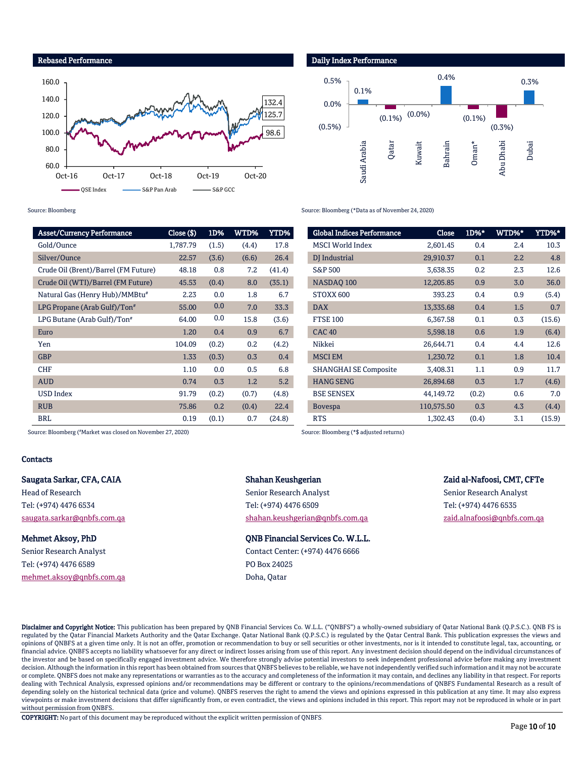## Rebased Performance

160.0
140.0
120.0
100.0
80.0
60.0

Oct-16 Oct-17 Oct-18 Oct-19 Oct-20

132.4
125.7
98.6

QSE Index S&P Pan Arab S&P GCC

Source: Bloomberg

## Daily Index Performance

0.5%
0.0%
(0.5%)

0.1% (0.1%) (0.0%) 0.4% (0.1%) (0.3%) 0.3%

Saudi Arabia Qatar Kuwait Bahrain Oman* Abu Dhabi Dubai

Source: Bloomberg (*Data as of November 24, 2020)

| Asset/Currency Performance | Close ($) | 1D% | WTD% | YTD% |
|---|---|---|---|---|
| Gold/Ounce | 1,787.79 | (1.5) | (4.4) | 17.8 |
| Silver/Ounce | 22.57 | (3.6) | (6.6) | 26.4 |
| Crude Oil (Brent)/Barrel (FM Future) | 48.18 | 0.8 | 7.2 | (41.4) |
| Crude Oil (WTI)/Barrel (FM Future) | 45.53 | (0.4) | 8.0 | (35.1) |
| Natural Gas (Henry Hub)/MMBtu# | 2.23 | 0.0 | 1.8 | 6.7 |
| LPG Propane (Arab Gulf)/Ton# | 55.00 | 0.0 | 7.0 | 33.3 |
| LPG Butane (Arab Gulf)/Ton# | 64.00 | 0.0 | 15.8 | (3.6) |
| Euro | 1.20 | 0.4 | 0.9 | 6.7 |
| Yen | 104.09 | (0.2) | 0.2 | (4.2) |
| GBP | 1.33 | (0.3) | 0.3 | 0.4 |
| CHF | 1.10 | 0.0 | 0.5 | 6.8 |
| AUD | 0.74 | 0.3 | 1.2 | 5.2 |
| USD Index | 91.79 | (0.2) | (0.7) | (4.8) |
| RUB | 75.86 | 0.2 | (0.4) | 22.4 |
| BRL | 0.19 | (0.1) | 0.7 | (24.8) |

Source: Bloomberg (#Market was closed on November 27, 2020)

| Global Indices Performance | Close | 1D%* | WTD%* | YTD%* |
|---|---|---|---|---|
| MSCI World Index | 2,601.45 | 0.4 | 2.4 | 10.3 |
| DJ Industrial | 29,910.37 | 0.1 | 2.2 | 4.8 |
| S&P 500 | 3,638.35 | 0.2 | 2.3 | 12.6 |
| NASDAQ 100 | 12,205.85 | 0.9 | 3.0 | 36.0 |
| STOXX 600 | 393.23 | 0.4 | 0.9 | (5.4) |
| DAX | 13,335.68 | 0.4 | 1.5 | 0.7 |
| FTSE 100 | 6,367.58 | 0.1 | 0.3 | (15.6) |
| CAC 40 | 5,598.18 | 0.6 | 1.9 | (6.4) |
| Nikkei | 26,644.71 | 0.4 | 4.4 | 12.6 |
| MSCI EM | 1,230.72 | 0.1 | 1.8 | 10.4 |
| SHANGHAI SE Composite | 3,408.31 | 1.1 | 0.9 | 11.7 |
| HANG SENG | 26,894.68 | 0.3 | 1.7 | (4.6) |
| BSE SENSEX | 44,149.72 | (0.2) | 0.6 | 7.0 |
| Bovespa | 110,575.50 | 0.3 | 4.3 | (4.4) |
| RTS | 1,302.43 | (0.4) | 3.1 | (15.9) |

Source: Bloomberg (*$ adjusted returns)

### Contacts

**Saugata Sarkar, CFA, CAIA**
Head of Research
Tel: (+974) 4476 6534
saugata.sarkar@qnbfs.com.qa

**Shahan Keushgerian**
Senior Research Analyst
Tel: (+974) 4476 6509
shahan.keushgerian@qnbfs.com.qa

**Zaid al-Nafoosi, CMT, CFTe**
Senior Research Analyst
Tel: (+974) 4476 6535
zaid.alnafoosi@qnbfs.com.qa

**Mehmet Aksoy, PhD**
Senior Research Analyst
Tel: (+974) 4476 6589
mehmet.aksoy@qnbfs.com.qa

**QNB Financial Services Co. W.L.L.**
Contact Center: (+974) 4476 6666
PO Box 24025
Doha, Qatar

**Disclaimer and Copyright Notice:** This publication has been prepared by QNB Financial Services Co. W.L.L. ("QNBFS") a wholly-owned subsidiary of Qatar National Bank (Q.P.S.C.). QNB FS is regulated by the Qatar Financial Markets Authority and the Qatar Exchange. Qatar National Bank (Q.P.S.C.) is regulated by the Qatar Central Bank. This publication expresses the views and opinions of QNBFS at a given time only. It is not an offer, promotion or recommendation to buy or sell securities or other investments, nor is it intended to constitute legal, tax, accounting, or financial advice. QNBFS accepts no liability whatsoever for any direct or indirect losses arising from use of this report. Any investment decision should depend on the individual circumstances of the investor and be based on specifically engaged investment advice. We therefore strongly advise potential investors to seek independent professional advice before making any investment decision. Although the information in this report has been obtained from sources that QNBFS believes to be reliable, we have not independently verified such information and it may not be accurate or complete. QNBFS does not make any representations or warranties as to the accuracy and completeness of the information it may contain, and declines any liability in that respect. For reports dealing with Technical Analysis, expressed opinions and/or recommendations may be different or contrary to the opinions/recommendations of QNBFS Fundamental Research as a result of depending solely on the historical technical data (price and volume). QNBFS reserves the right to amend the views and opinions expressed in this publication at any time. It may also express viewpoints or make investment decisions that differ significantly from, or even contradict, the views and opinions included in this report. This report may not be reproduced in whole or in part without permission from QNBFS.

**COPYRIGHT:** No part of this document may be reproduced without the explicit written permission of QNBFS